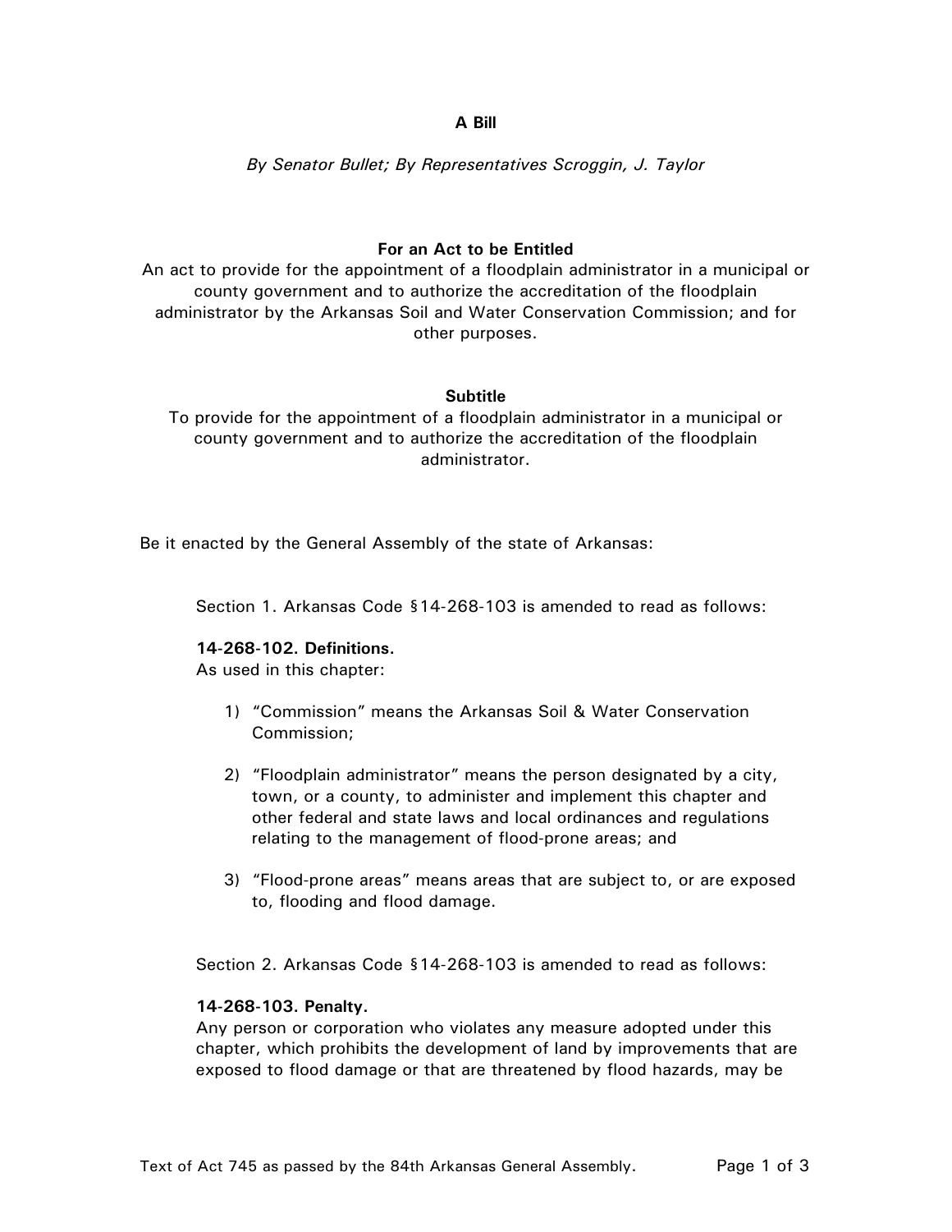**A Bill**

*By Senator Bullet; By Representatives Scroggin, J. Taylor*

**For an Act to be Entitled**

An act to provide for the appointment of a floodplain administrator in a municipal or county government and to authorize the accreditation of the floodplain administrator by the Arkansas Soil and Water Conservation Commission; and for other purposes.

**Subtitle**

To provide for the appointment of a floodplain administrator in a municipal or county government and to authorize the accreditation of the floodplain administrator.

Be it enacted by the General Assembly of the state of Arkansas:

Section 1. Arkansas Code §14-268-103 is amended to read as follows:

**14-268-102. Definitions.**

As used in this chapter:

1) "Commission" means the Arkansas Soil & Water Conservation Commission;

2) "Floodplain administrator" means the person designated by a city, town, or a county, to administer and implement this chapter and other federal and state laws and local ordinances and regulations relating to the management of flood-prone areas; and

3) "Flood-prone areas" means areas that are subject to, or are exposed to, flooding and flood damage.

Section 2. Arkansas Code §14-268-103 is amended to read as follows:

**14-268-103. Penalty.**

Any person or corporation who violates any measure adopted under this chapter, which prohibits the development of land by improvements that are exposed to flood damage or that are threatened by flood hazards, may be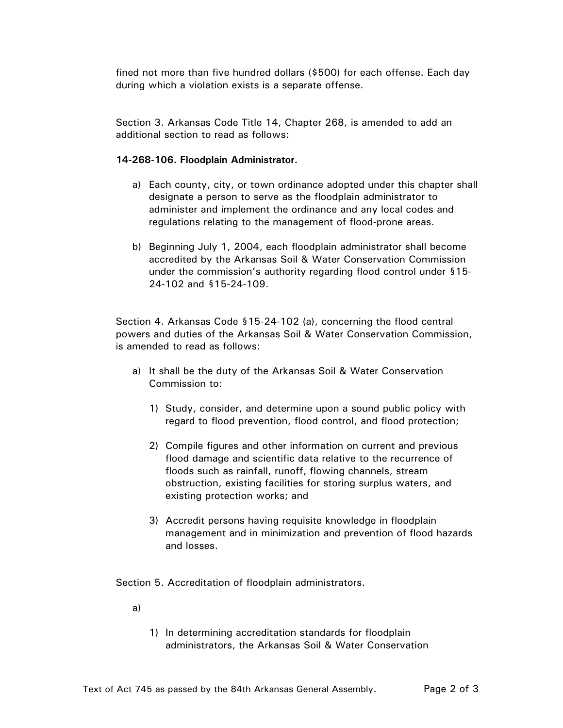fined not more than five hundred dollars ($500) for each offense. Each day during which a violation exists is a separate offense.

Section 3. Arkansas Code Title 14, Chapter 268, is amended to add an additional section to read as follows:

**14-268-106. Floodplain Administrator.**

a) Each county, city, or town ordinance adopted under this chapter shall designate a person to serve as the floodplain administrator to administer and implement the ordinance and any local codes and regulations relating to the management of flood-prone areas.

b) Beginning July 1, 2004, each floodplain administrator shall become accredited by the Arkansas Soil & Water Conservation Commission under the commission's authority regarding flood control under §15-24-102 and §15-24-109.

Section 4. Arkansas Code §15-24-102 (a), concerning the flood central powers and duties of the Arkansas Soil & Water Conservation Commission, is amended to read as follows:

a) It shall be the duty of the Arkansas Soil & Water Conservation Commission to:

   1) Study, consider, and determine upon a sound public policy with regard to flood prevention, flood control, and flood protection;

   2) Compile figures and other information on current and previous flood damage and scientific data relative to the recurrence of floods such as rainfall, runoff, flowing channels, stream obstruction, existing facilities for storing surplus waters, and existing protection works; and

   3) Accredit persons having requisite knowledge in floodplain management and in minimization and prevention of flood hazards and losses.

Section 5. Accreditation of floodplain administrators.

a)

   1) In determining accreditation standards for floodplain administrators, the Arkansas Soil & Water Conservation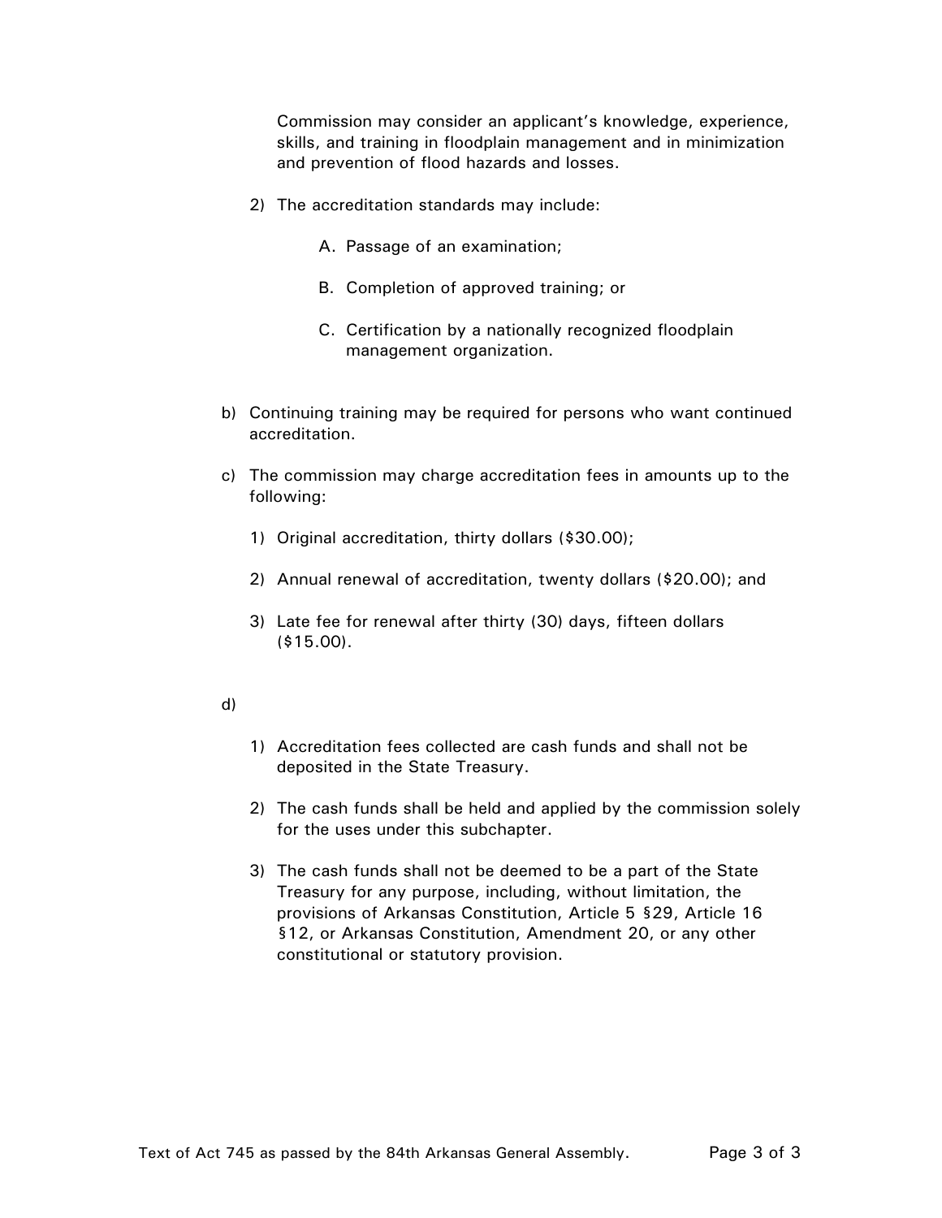Commission may consider an applicant's knowledge, experience, skills, and training in floodplain management and in minimization and prevention of flood hazards and losses.

2) The accreditation standards may include:

   A. Passage of an examination;

   B. Completion of approved training; or

   C. Certification by a nationally recognized floodplain management organization.

b) Continuing training may be required for persons who want continued accreditation.

c) The commission may charge accreditation fees in amounts up to the following:

   1) Original accreditation, thirty dollars ($30.00);

   2) Annual renewal of accreditation, twenty dollars ($20.00); and

   3) Late fee for renewal after thirty (30) days, fifteen dollars ($15.00).

d)

   1) Accreditation fees collected are cash funds and shall not be deposited in the State Treasury.

   2) The cash funds shall be held and applied by the commission solely for the uses under this subchapter.

   3) The cash funds shall not be deemed to be a part of the State Treasury for any purpose, including, without limitation, the provisions of Arkansas Constitution, Article 5 §29, Article 16 §12, or Arkansas Constitution, Amendment 20, or any other constitutional or statutory provision.